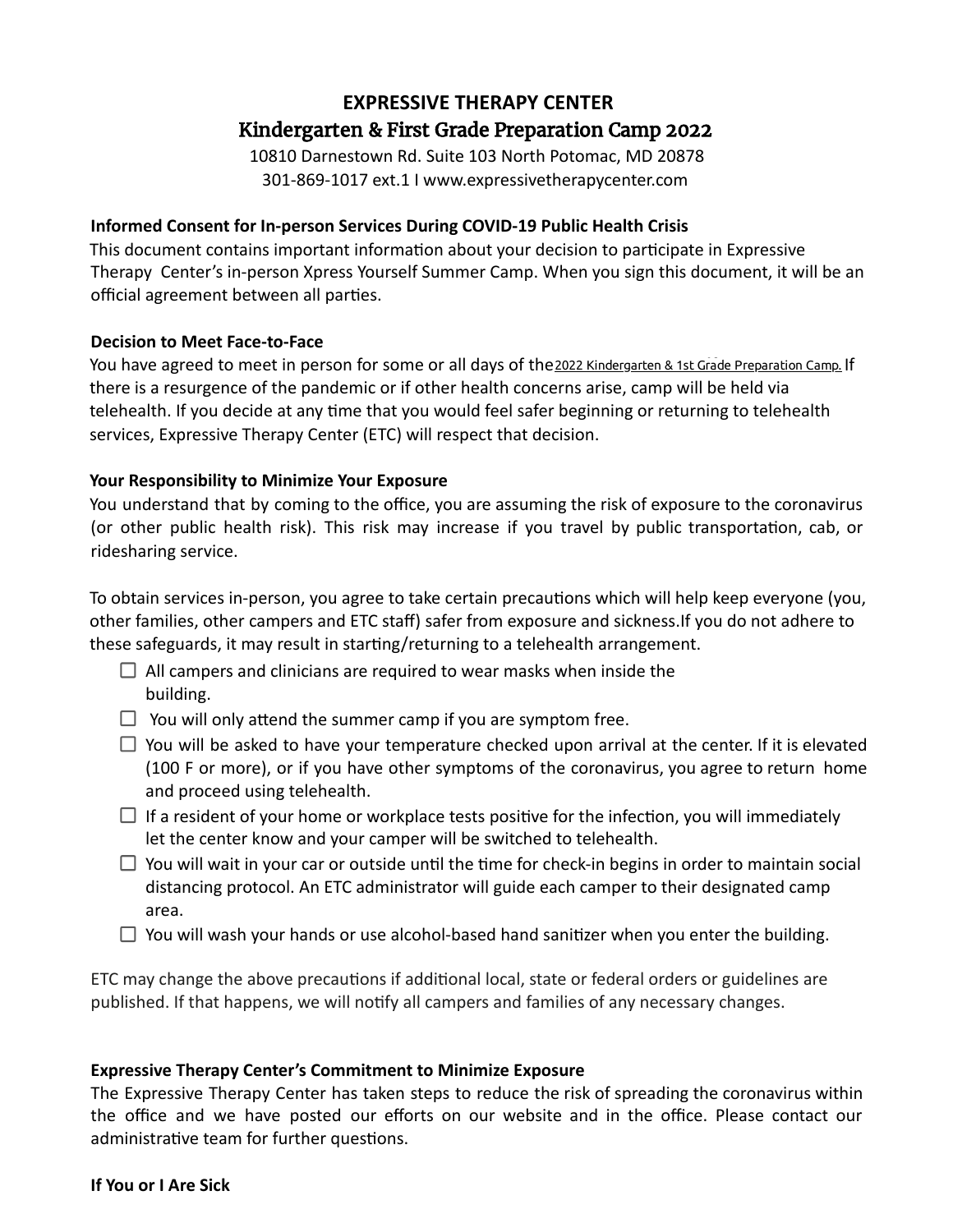# EXPRESSIVE THERAPY CENTER

## Kindergarten & First Grade Preparation Camp 2022

10810 Darnestown Rd. Suite 103 North Potomac, MD 20878
301-869-1017 ext.1 I www.expressivetherapycenter.com

**Informed Consent for In-person Services During COVID-19 Public Health Crisis**

This document contains important information about your decision to participate in Expressive Therapy Center's in-person Xpress Yourself Summer Camp. When you sign this document, it will be an official agreement between all parties.

**Decision to Meet Face-to-Face**

You have agreed to meet in person for some or all days of the 2022 Kindergarten & 1st Grade Preparation Camp. If there is a resurgence of the pandemic or if other health concerns arise, camp will be held via telehealth. If you decide at any time that you would feel safer beginning or returning to telehealth services, Expressive Therapy Center (ETC) will respect that decision.

**Your Responsibility to Minimize Your Exposure**

You understand that by coming to the office, you are assuming the risk of exposure to the coronavirus (or other public health risk). This risk may increase if you travel by public transportation, cab, or ridesharing service.

To obtain services in-person, you agree to take certain precautions which will help keep everyone (you, other families, other campers and ETC staff) safer from exposure and sickness.If you do not adhere to these safeguards, it may result in starting/returning to a telehealth arrangement.

- ☐ All campers and clinicians are required to wear masks when inside the building.
- ☐ You will only attend the summer camp if you are symptom free.
- ☐ You will be asked to have your temperature checked upon arrival at the center. If it is elevated (100 F or more), or if you have other symptoms of the coronavirus, you agree to return home and proceed using telehealth.
- ☐ If a resident of your home or workplace tests positive for the infection, you will immediately let the center know and your camper will be switched to telehealth.
- ☐ You will wait in your car or outside until the time for check-in begins in order to maintain social distancing protocol. An ETC administrator will guide each camper to their designated camp area.
- ☐ You will wash your hands or use alcohol-based hand sanitizer when you enter the building.

ETC may change the above precautions if additional local, state or federal orders or guidelines are published. If that happens, we will notify all campers and families of any necessary changes.

**Expressive Therapy Center's Commitment to Minimize Exposure**

The Expressive Therapy Center has taken steps to reduce the risk of spreading the coronavirus within the office and we have posted our efforts on our website and in the office. Please contact our administrative team for further questions.

**If You or I Are Sick**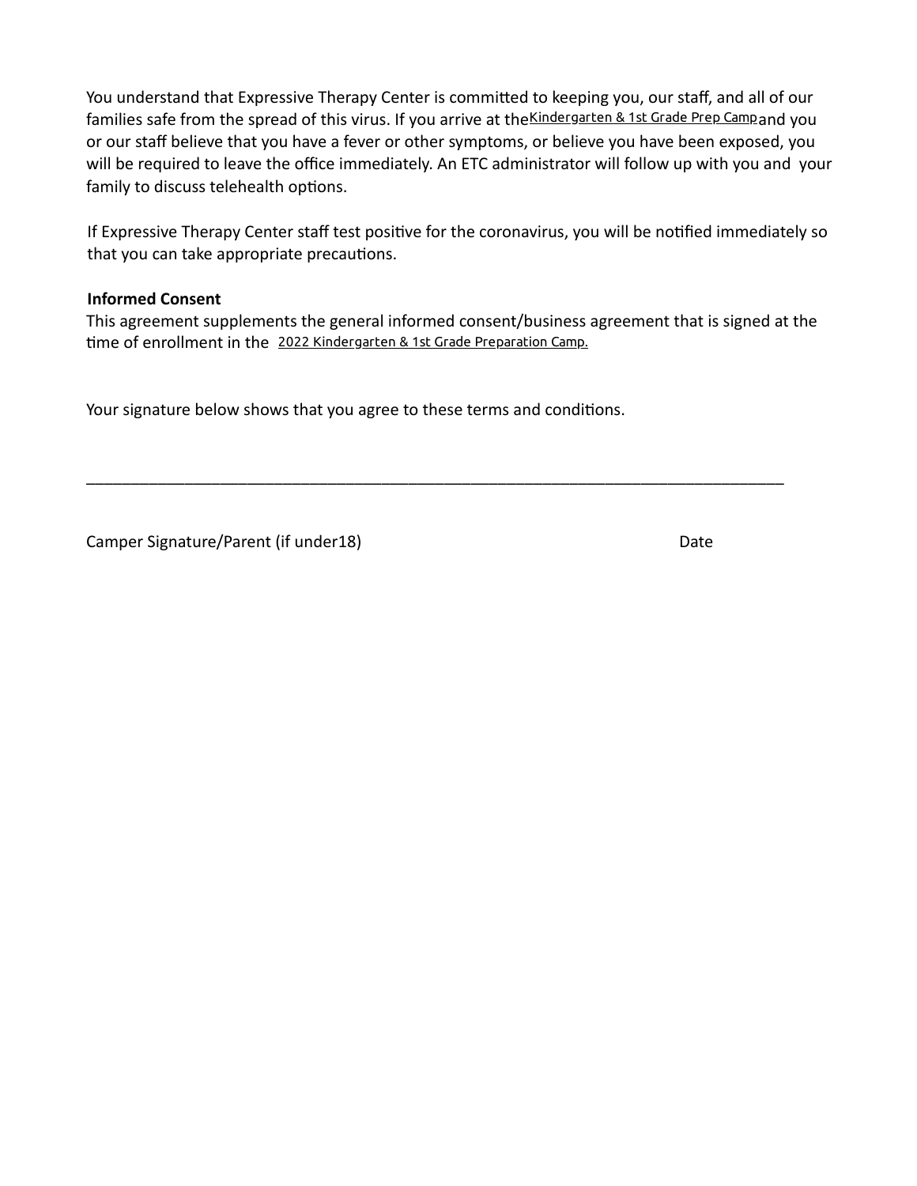You understand that Expressive Therapy Center is committed to keeping you, our staff, and all of our families safe from the spread of this virus. If you arrive at the Kindergarten & 1st Grade Prep Camp and you or our staff believe that you have a fever or other symptoms, or believe you have been exposed, you will be required to leave the office immediately. An ETC administrator will follow up with you and your family to discuss telehealth options.

If Expressive Therapy Center staff test positive for the coronavirus, you will be notified immediately so that you can take appropriate precautions.

**Informed Consent**

This agreement supplements the general informed consent/business agreement that is signed at the time of enrollment in the 2022 Kindergarten & 1st Grade Preparation Camp.

Your signature below shows that you agree to these terms and conditions.

_______________________________________________________________________________

Camper Signature/Parent (if under18) Date